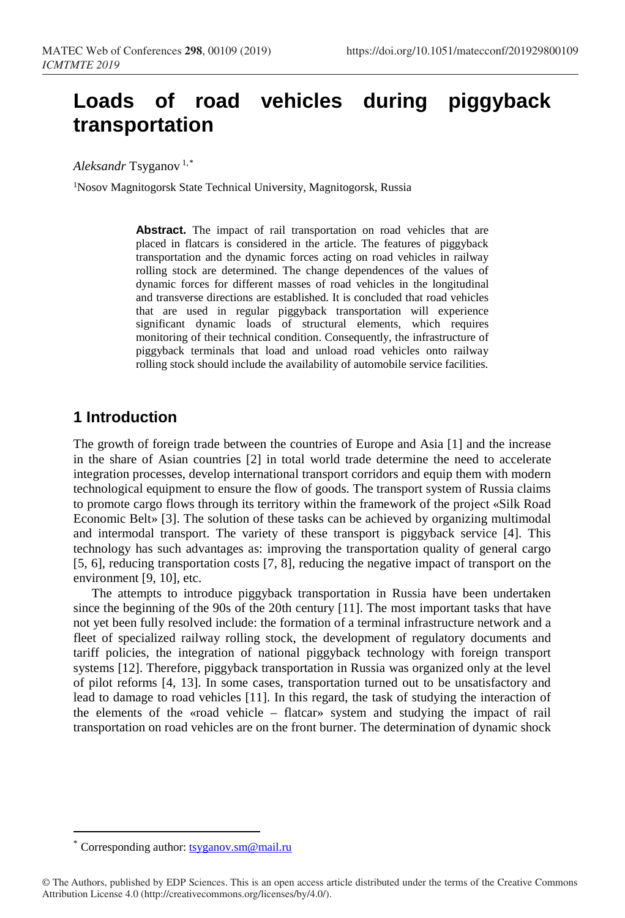# Loads of road vehicles during piggyback transportation

*Aleksandr* Tsyganov [1,*]

[1]Nosov Magnitogorsk State Technical University, Magnitogorsk, Russia

**Abstract.** The impact of rail transportation on road vehicles that are placed in flatcars is considered in the article. The features of piggyback transportation and the dynamic forces acting on road vehicles in railway rolling stock are determined. The change dependences of the values of dynamic forces for different masses of road vehicles in the longitudinal and transverse directions are established. It is concluded that road vehicles that are used in regular piggyback transportation will experience significant dynamic loads of structural elements, which requires monitoring of their technical condition. Consequently, the infrastructure of piggyback terminals that load and unload road vehicles onto railway rolling stock should include the availability of automobile service facilities.

## 1 Introduction

The growth of foreign trade between the countries of Europe and Asia [1] and the increase in the share of Asian countries [2] in total world trade determine the need to accelerate integration processes, develop international transport corridors and equip them with modern technological equipment to ensure the flow of goods. The transport system of Russia claims to promote cargo flows through its territory within the framework of the project «Silk Road Economic Belt» [3]. The solution of these tasks can be achieved by organizing multimodal and intermodal transport. The variety of these transport is piggyback service [4]. This technology has such advantages as: improving the transportation quality of general cargo [5, 6], reducing transportation costs [7, 8], reducing the negative impact of transport on the environment [9, 10], etc.

The attempts to introduce piggyback transportation in Russia have been undertaken since the beginning of the 90s of the 20th century [11]. The most important tasks that have not yet been fully resolved include: the formation of a terminal infrastructure network and a fleet of specialized railway rolling stock, the development of regulatory documents and tariff policies, the integration of national piggyback technology with foreign transport systems [12]. Therefore, piggyback transportation in Russia was organized only at the level of pilot reforms [4, 13]. In some cases, transportation turned out to be unsatisfactory and lead to damage to road vehicles [11]. In this regard, the task of studying the interaction of the elements of the «road vehicle – flatcar» system and studying the impact of rail transportation on road vehicles are on the front burner. The determination of dynamic shock

* Corresponding author: tsyganov.sm@mail.ru

© The Authors, published by EDP Sciences. This is an open access article distributed under the terms of the Creative Commons Attribution License 4.0 (http://creativecommons.org/licenses/by/4.0/).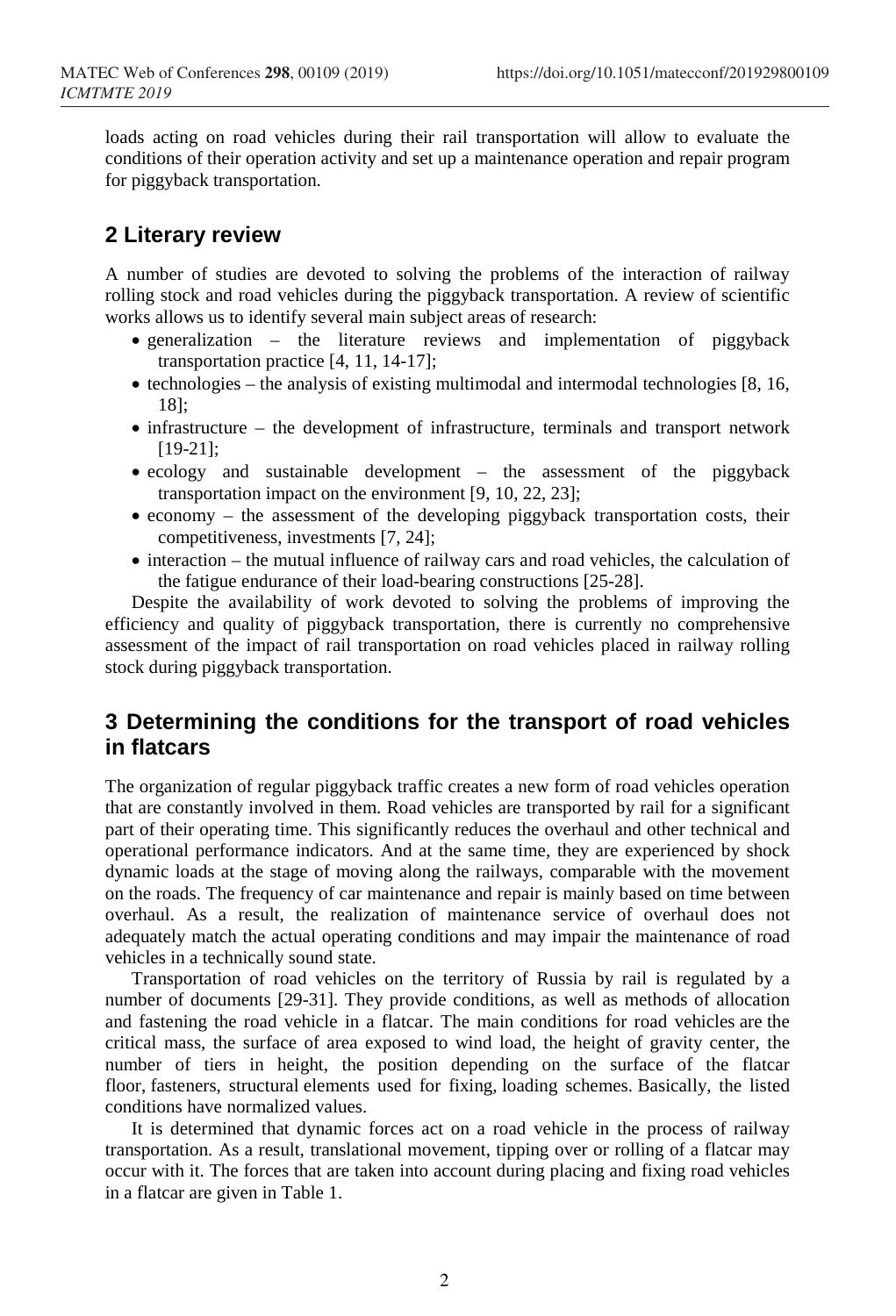loads acting on road vehicles during their rail transportation will allow to evaluate the conditions of their operation activity and set up a maintenance operation and repair program for piggyback transportation.

## 2 Literary review

A number of studies are devoted to solving the problems of the interaction of railway rolling stock and road vehicles during the piggyback transportation. A review of scientific works allows us to identify several main subject areas of research:

- generalization – the literature reviews and implementation of piggyback transportation practice [4, 11, 14-17];
- technologies – the analysis of existing multimodal and intermodal technologies [8, 16, 18];
- infrastructure – the development of infrastructure, terminals and transport network [19-21];
- ecology and sustainable development – the assessment of the piggyback transportation impact on the environment [9, 10, 22, 23];
- economy – the assessment of the developing piggyback transportation costs, their competitiveness, investments [7, 24];
- interaction – the mutual influence of railway cars and road vehicles, the calculation of the fatigue endurance of their load-bearing constructions [25-28].

Despite the availability of work devoted to solving the problems of improving the efficiency and quality of piggyback transportation, there is currently no comprehensive assessment of the impact of rail transportation on road vehicles placed in railway rolling stock during piggyback transportation.

## 3 Determining the conditions for the transport of road vehicles in flatcars

The organization of regular piggyback traffic creates a new form of road vehicles operation that are constantly involved in them. Road vehicles are transported by rail for a significant part of their operating time. This significantly reduces the overhaul and other technical and operational performance indicators. And at the same time, they are experienced by shock dynamic loads at the stage of moving along the railways, comparable with the movement on the roads. The frequency of car maintenance and repair is mainly based on time between overhaul. As a result, the realization of maintenance service of overhaul does not adequately match the actual operating conditions and may impair the maintenance of road vehicles in a technically sound state.

Transportation of road vehicles on the territory of Russia by rail is regulated by a number of documents [29-31]. They provide conditions, as well as methods of allocation and fastening the road vehicle in a flatcar. The main conditions for road vehicles are the critical mass, the surface of area exposed to wind load, the height of gravity center, the number of tiers in height, the position depending on the surface of the flatcar floor, fasteners, structural elements used for fixing, loading schemes. Basically, the listed conditions have normalized values.

It is determined that dynamic forces act on a road vehicle in the process of railway transportation. As a result, translational movement, tipping over or rolling of a flatcar may occur with it. The forces that are taken into account during placing and fixing road vehicles in a flatcar are given in Table 1.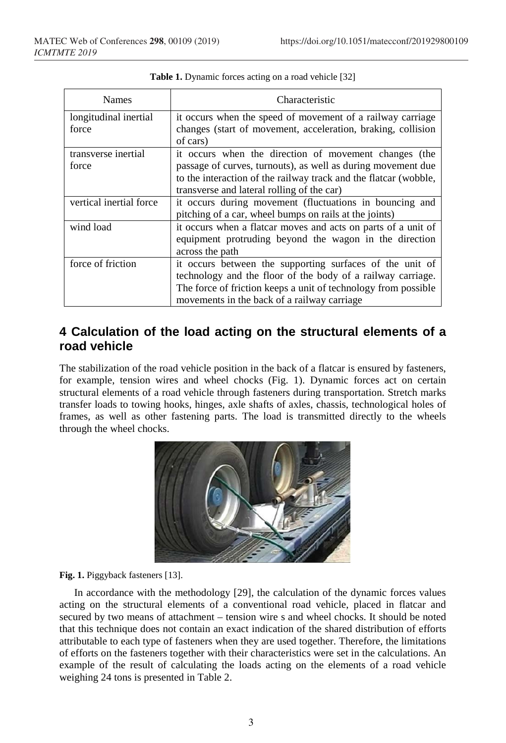**Table 1.** Dynamic forces acting on a road vehicle [32]

| Names | Characteristic |
|---|---|
| longitudinal inertial force | it occurs when the speed of movement of a railway carriage changes (start of movement, acceleration, braking, collision of cars) |
| transverse inertial force | it occurs when the direction of movement changes (the passage of curves, turnouts), as well as during movement due to the interaction of the railway track and the flatcar (wobble, transverse and lateral rolling of the car) |
| vertical inertial force | it occurs during movement (fluctuations in bouncing and pitching of a car, wheel bumps on rails at the joints) |
| wind load | it occurs when a flatcar moves and acts on parts of a unit of equipment protruding beyond the wagon in the direction across the path |
| force of friction | it occurs between the supporting surfaces of the unit of technology and the floor of the body of a railway carriage. The force of friction keeps a unit of technology from possible movements in the back of a railway carriage |

## 4 Calculation of the load acting on the structural elements of a road vehicle

The stabilization of the road vehicle position in the back of a flatcar is ensured by fasteners, for example, tension wires and wheel chocks (Fig. 1). Dynamic forces act on certain structural elements of a road vehicle through fasteners during transportation. Stretch marks transfer loads to towing hooks, hinges, axle shafts of axles, chassis, technological holes of frames, as well as other fastening parts. The load is transmitted directly to the wheels through the wheel chocks.

**Fig. 1.** Piggyback fasteners [13].

In accordance with the methodology [29], the calculation of the dynamic forces values acting on the structural elements of a conventional road vehicle, placed in flatcar and secured by two means of attachment – tension wire s and wheel chocks. It should be noted that this technique does not contain an exact indication of the shared distribution of efforts attributable to each type of fasteners when they are used together. Therefore, the limitations of efforts on the fasteners together with their characteristics were set in the calculations. An example of the result of calculating the loads acting on the elements of a road vehicle weighing 24 tons is presented in Table 2.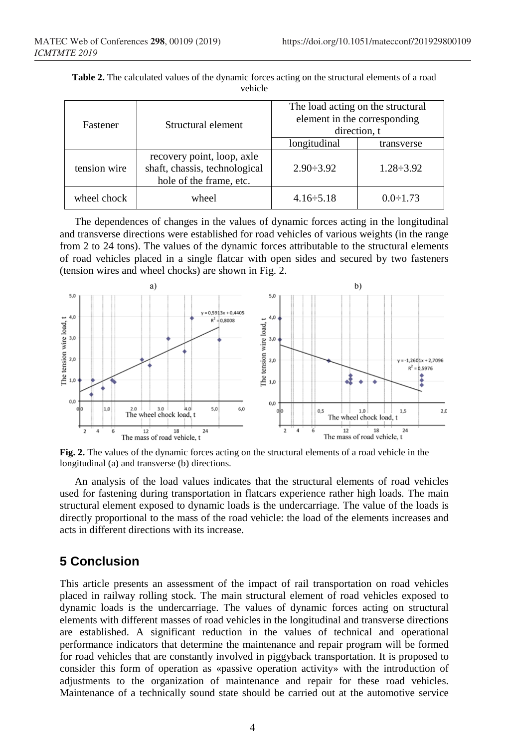**Table 2.** The calculated values of the dynamic forces acting on the structural elements of a road vehicle

| Fastener | Structural element | The load acting on the structural element in the corresponding direction, t | |
|---|---|---|---|
| | | longitudinal | transverse |
| tension wire | recovery point, loop, axle shaft, chassis, technological hole of the frame, etc. | 2.90÷3.92 | 1.28÷3.92 |
| wheel chock | wheel | 4.16÷5.18 | 0.0÷1.73 |

The dependences of changes in the values of dynamic forces acting in the longitudinal and transverse directions were established for road vehicles of various weights (in the range from 2 to 24 tons). The values of the dynamic forces attributable to the structural elements of road vehicles placed in a single flatcar with open sides and secured by two fasteners (tension wires and wheel chocks) are shown in Fig. 2.

**Fig. 2.** The values of the dynamic forces acting on the structural elements of a road vehicle in the longitudinal (a) and transverse (b) directions.

An analysis of the load values indicates that the structural elements of road vehicles used for fastening during transportation in flatcars experience rather high loads. The main structural element exposed to dynamic loads is the undercarriage. The value of the loads is directly proportional to the mass of the road vehicle: the load of the elements increases and acts in different directions with its increase.

## 5 Conclusion

This article presents an assessment of the impact of rail transportation on road vehicles placed in railway rolling stock. The main structural element of road vehicles exposed to dynamic loads is the undercarriage. The values of dynamic forces acting on structural elements with different masses of road vehicles in the longitudinal and transverse directions are established. A significant reduction in the values of technical and operational performance indicators that determine the maintenance and repair program will be formed for road vehicles that are constantly involved in piggyback transportation. It is proposed to consider this form of operation as «passive operation activity» with the introduction of adjustments to the organization of maintenance and repair for these road vehicles. Maintenance of a technically sound state should be carried out at the automotive service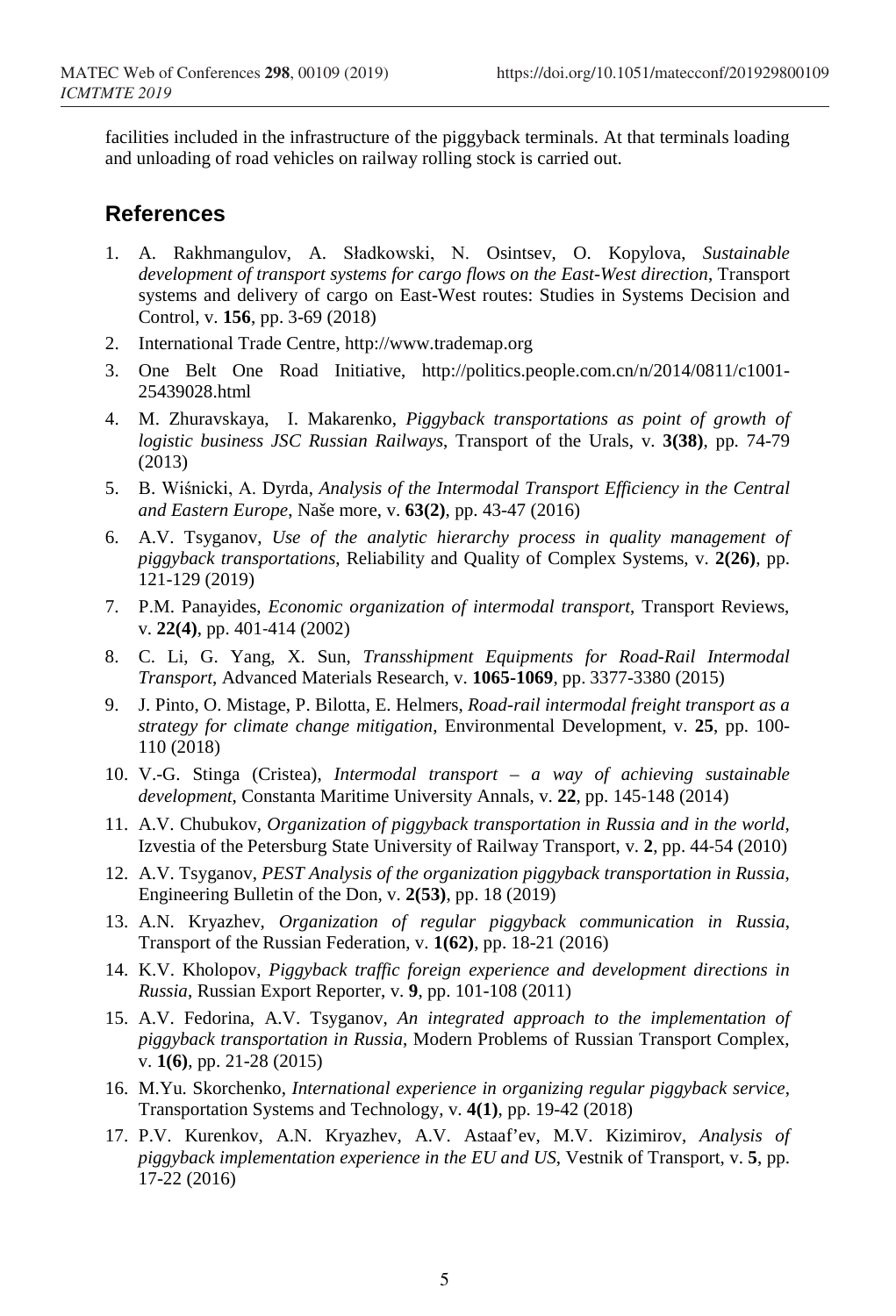facilities included in the infrastructure of the piggyback terminals. At that terminals loading and unloading of road vehicles on railway rolling stock is carried out.

## References

1. A. Rakhmangulov, A. Sładkowski, N. Osintsev, O. Kopylova, *Sustainable development of transport systems for cargo flows on the East-West direction*, Transport systems and delivery of cargo on East-West routes: Studies in Systems Decision and Control, v. **156**, pp. 3-69 (2018)
2. International Trade Centre, http://www.trademap.org
3. One Belt One Road Initiative, http://politics.people.com.cn/n/2014/0811/c1001-25439028.html
4. M. Zhuravskaya, I. Makarenko, *Piggyback transportations as point of growth of logistic business JSC Russian Railways*, Transport of the Urals, v. **3(38)**, pp. 74-79 (2013)
5. B. Wiśnicki, A. Dyrda, *Analysis of the Intermodal Transport Efficiency in the Central and Eastern Europe*, Naše more, v. **63(2)**, pp. 43-47 (2016)
6. A.V. Tsyganov, *Use of the analytic hierarchy process in quality management of piggyback transportations*, Reliability and Quality of Complex Systems, v. **2(26)**, pp. 121-129 (2019)
7. P.M. Panayides, *Economic organization of intermodal transport*, Transport Reviews, v. **22(4)**, pp. 401-414 (2002)
8. C. Li, G. Yang, X. Sun, *Transshipment Equipments for Road-Rail Intermodal Transport*, Advanced Materials Research, v. **1065-1069**, pp. 3377-3380 (2015)
9. J. Pinto, O. Mistage, P. Bilotta, E. Helmers, *Road-rail intermodal freight transport as a strategy for climate change mitigation*, Environmental Development, v. **25**, pp. 100-110 (2018)
10. V.-G. Stinga (Cristea), *Intermodal transport – a way of achieving sustainable development*, Constanta Maritime University Annals, v. **22**, pp. 145-148 (2014)
11. A.V. Chubukov, *Organization of piggyback transportation in Russia and in the world*, Izvestia of the Petersburg State University of Railway Transport, v. **2**, pp. 44-54 (2010)
12. A.V. Tsyganov, *PEST Analysis of the organization piggyback transportation in Russia*, Engineering Bulletin of the Don, v. **2(53)**, pp. 18 (2019)
13. A.N. Kryazhev, *Organization of regular piggyback communication in Russia*, Transport of the Russian Federation, v. **1(62)**, pp. 18-21 (2016)
14. K.V. Kholopov, *Piggyback traffic foreign experience and development directions in Russia*, Russian Export Reporter, v. **9**, pp. 101-108 (2011)
15. A.V. Fedorina, A.V. Tsyganov, *An integrated approach to the implementation of piggyback transportation in Russia*, Modern Problems of Russian Transport Complex, v. **1(6)**, pp. 21-28 (2015)
16. M.Yu. Skorchenko, *International experience in organizing regular piggyback service*, Transportation Systems and Technology, v. **4(1)**, pp. 19-42 (2018)
17. P.V. Kurenkov, A.N. Kryazhev, A.V. Astaaf'ev, M.V. Kizimirov, *Analysis of piggyback implementation experience in the EU and US*, Vestnik of Transport, v. **5**, pp. 17-22 (2016)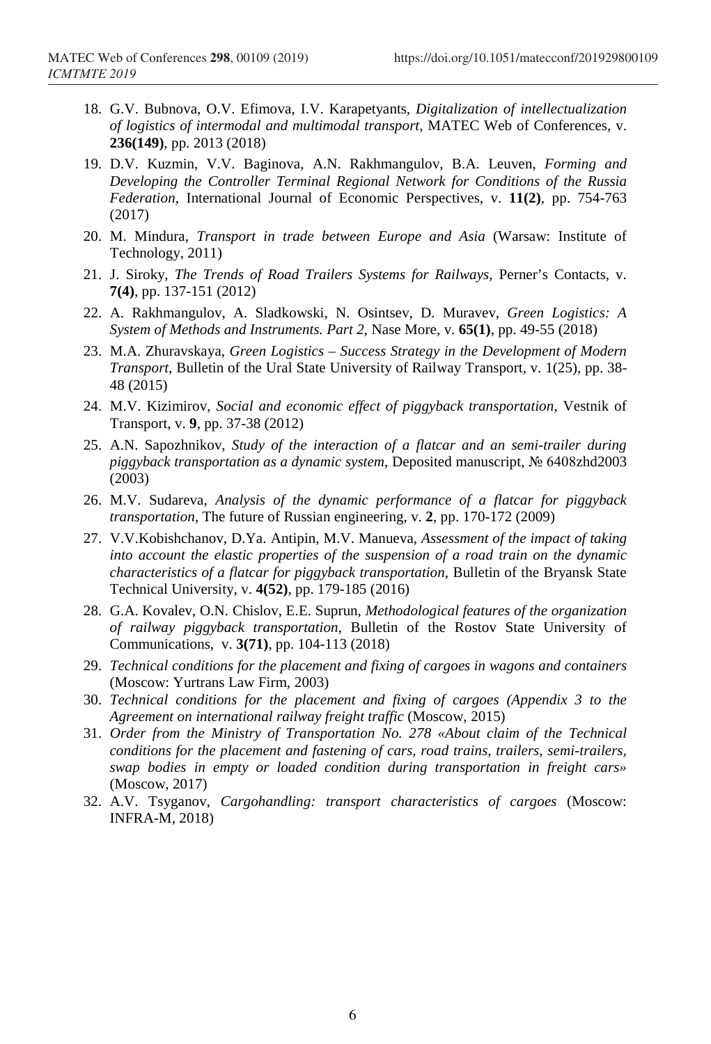18. G.V. Bubnova, O.V. Efimova, I.V. Karapetyants, *Digitalization of intellectualization of logistics of intermodal and multimodal transport*, MATEC Web of Conferences, v. **236(149)**, pp. 2013 (2018)
19. D.V. Kuzmin, V.V. Baginova, A.N. Rakhmangulov, B.A. Leuven, *Forming and Developing the Controller Terminal Regional Network for Conditions of the Russia Federation*, International Journal of Economic Perspectives, v. **11(2)**, pp. 754-763 (2017)
20. M. Mindura, *Transport in trade between Europe and Asia* (Warsaw: Institute of Technology, 2011)
21. J. Siroky, *The Trends of Road Trailers Systems for Railways*, Perner's Contacts, v. **7(4)**, pp. 137-151 (2012)
22. A. Rakhmangulov, A. Sladkowski, N. Osintsev, D. Muravev, *Green Logistics: A System of Methods and Instruments. Part 2*, Nase More, v. **65(1)**, pp. 49-55 (2018)
23. M.A. Zhuravskaya, *Green Logistics – Success Strategy in the Development of Modern Transport*, Bulletin of the Ural State University of Railway Transport, v. 1(25), pp. 38-48 (2015)
24. M.V. Kizimirov, *Social and economic effect of piggyback transportation*, Vestnik of Transport, v. **9**, pp. 37-38 (2012)
25. A.N. Sapozhnikov, *Study of the interaction of a flatcar and an semi-trailer during piggyback transportation as a dynamic system*, Deposited manuscript, № 6408zhd2003 (2003)
26. M.V. Sudareva, *Analysis of the dynamic performance of a flatcar for piggyback transportation*, The future of Russian engineering, v. **2**, pp. 170-172 (2009)
27. V.V.Kobishchanov, D.Ya. Antipin, M.V. Manueva, *Assessment of the impact of taking into account the elastic properties of the suspension of a road train on the dynamic characteristics of a flatcar for piggyback transportation*, Bulletin of the Bryansk State Technical University, v. **4(52)**, pp. 179-185 (2016)
28. G.A. Kovalev, O.N. Chislov, E.E. Suprun, *Methodological features of the organization of railway piggyback transportation*, Bulletin of the Rostov State University of Communications, v. **3(71)**, pp. 104-113 (2018)
29. *Technical conditions for the placement and fixing of cargoes in wagons and containers* (Moscow: Yurtrans Law Firm, 2003)
30. *Technical conditions for the placement and fixing of cargoes (Appendix 3 to the Agreement on international railway freight traffic* (Moscow, 2015)
31. *Order from the Ministry of Transportation No. 278 «About claim of the Technical conditions for the placement and fastening of cars, road trains, trailers, semi-trailers, swap bodies in empty or loaded condition during transportation in freight cars»* (Moscow, 2017)
32. A.V. Tsyganov, *Cargohandling: transport characteristics of cargoes* (Moscow: INFRA-M, 2018)